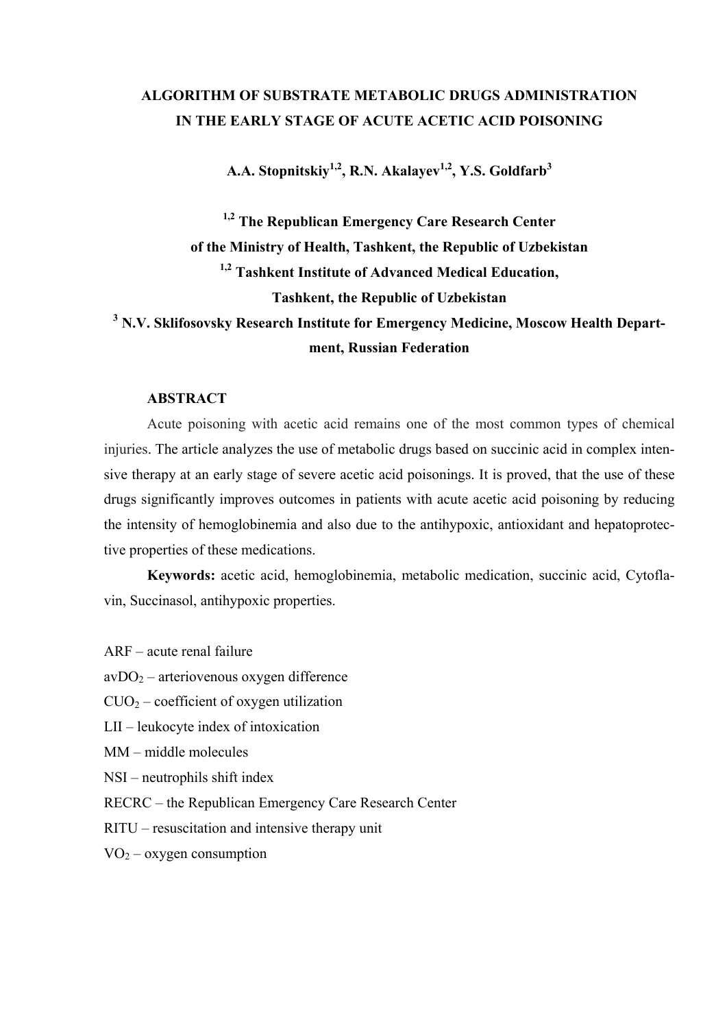# ALGORITHM OF SUBSTRATE METABOLIC DRUGS ADMINISTRATION IN THE EARLY STAGE OF ACUTE ACETIC ACID POISONING

**A.A. Stopnitskiy[1,2], R.N. Akalayev[1,2], Y.S. Goldfarb[3]**

**[1,2] The Republican Emergency Care Research Center of the Ministry of Health, Tashkent, the Republic of Uzbekistan**
**[1,2] Tashkent Institute of Advanced Medical Education, Tashkent, the Republic of Uzbekistan**
**[3] N.V. Sklifosovsky Research Institute for Emergency Medicine, Moscow Health Department, Russian Federation**

## ABSTRACT

Acute poisoning with acetic acid remains one of the most common types of chemical injuries. The article analyzes the use of metabolic drugs based on succinic acid in complex intensive therapy at an early stage of severe acetic acid poisonings. It is proved, that the use of these drugs significantly improves outcomes in patients with acute acetic acid poisoning by reducing the intensity of hemoglobinemia and also due to the antihypoxic, antioxidant and hepatoprotective properties of these medications.

**Keywords:** acetic acid, hemoglobinemia, metabolic medication, succinic acid, Cytoflavin, Succinasol, antihypoxic properties.

ARF – acute renal failure
$avDO_2$ – arteriovenous oxygen difference
$CUO_2$ – coefficient of oxygen utilization
LII – leukocyte index of intoxication
MM – middle molecules
NSI – neutrophils shift index
RECRC – the Republican Emergency Care Research Center
RITU – resuscitation and intensive therapy unit
$VO_2$ – oxygen consumption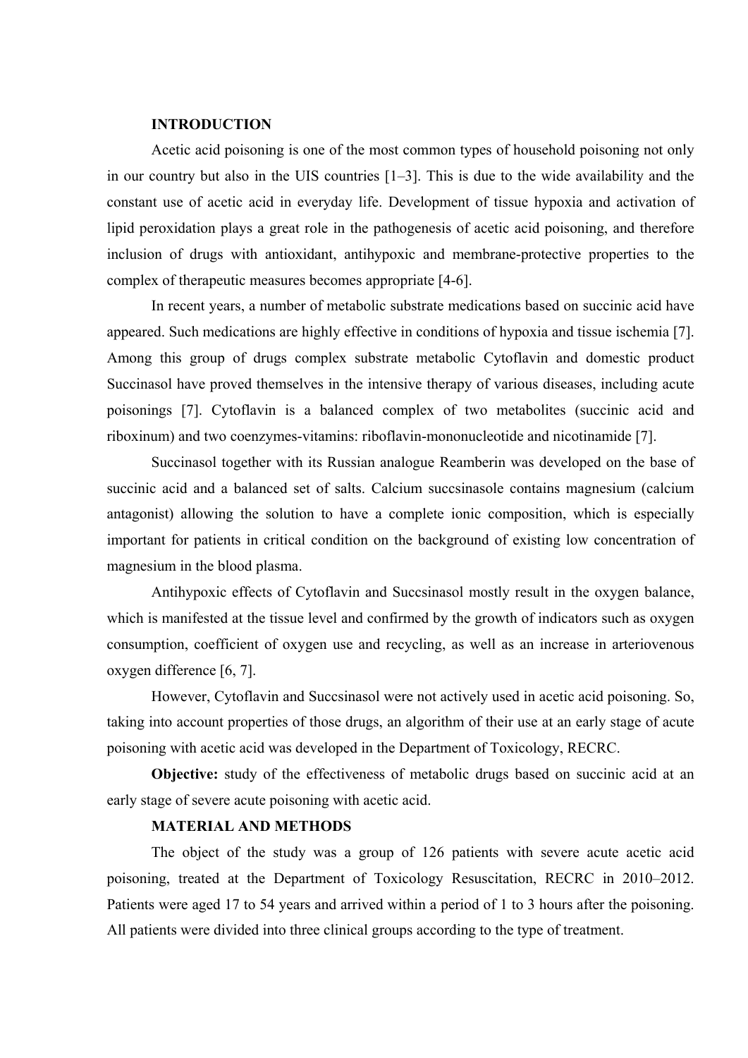**INTRODUCTION**

Acetic acid poisoning is one of the most common types of household poisoning not only in our country but also in the UIS countries [1–3]. This is due to the wide availability and the constant use of acetic acid in everyday life. Development of tissue hypoxia and activation of lipid peroxidation plays a great role in the pathogenesis of acetic acid poisoning, and therefore inclusion of drugs with antioxidant, antihypoxic and membrane-protective properties to the complex of therapeutic measures becomes appropriate [4-6].

In recent years, a number of metabolic substrate medications based on succinic acid have appeared. Such medications are highly effective in conditions of hypoxia and tissue ischemia [7]. Among this group of drugs complex substrate metabolic Cytoflavin and domestic product Succinasol have proved themselves in the intensive therapy of various diseases, including acute poisonings [7]. Cytoflavin is a balanced complex of two metabolites (succinic acid and riboxinum) and two coenzymes-vitamins: riboflavin-mononucleotide and nicotinamide [7].

Succinasol together with its Russian analogue Reamberin was developed on the base of succinic acid and a balanced set of salts. Calcium succsinasole contains magnesium (calcium antagonist) allowing the solution to have a complete ionic composition, which is especially important for patients in critical condition on the background of existing low concentration of magnesium in the blood plasma.

Antihypoxic effects of Cytoflavin and Succsinasol mostly result in the oxygen balance, which is manifested at the tissue level and confirmed by the growth of indicators such as oxygen consumption, coefficient of oxygen use and recycling, as well as an increase in arteriovenous oxygen difference [6, 7].

However, Cytoflavin and Succsinasol were not actively used in acetic acid poisoning. So, taking into account properties of those drugs, an algorithm of their use at an early stage of acute poisoning with acetic acid was developed in the Department of Toxicology, RECRC.

**Objective:** study of the effectiveness of metabolic drugs based on succinic acid at an early stage of severe acute poisoning with acetic acid.

**MATERIAL AND METHODS**

The object of the study was a group of 126 patients with severe acute acetic acid poisoning, treated at the Department of Toxicology Resuscitation, RECRC in 2010–2012. Patients were aged 17 to 54 years and arrived within a period of 1 to 3 hours after the poisoning. All patients were divided into three clinical groups according to the type of treatment.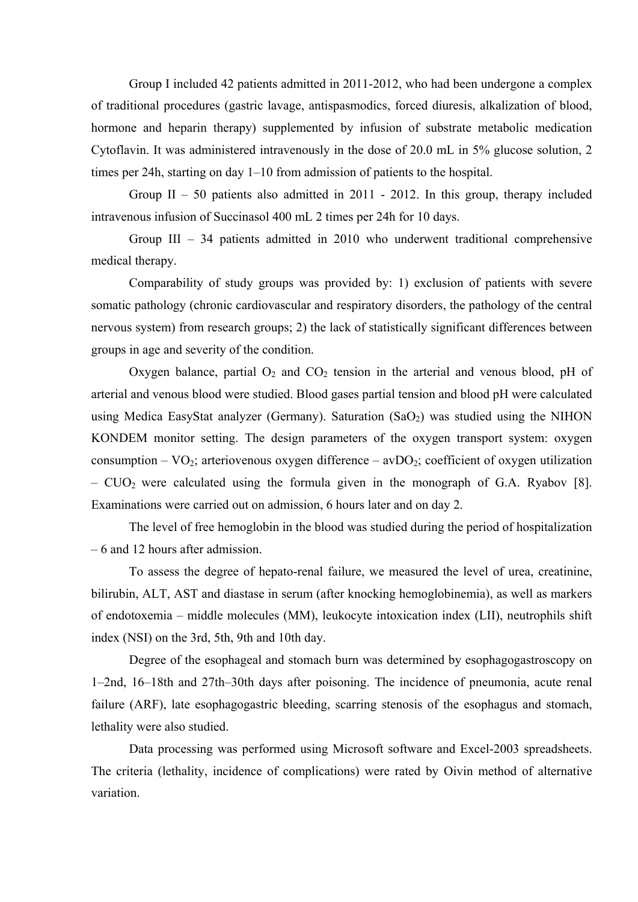Group I included 42 patients admitted in 2011-2012, who had been undergone a complex of traditional procedures (gastric lavage, antispasmodics, forced diuresis, alkalization of blood, hormone and heparin therapy) supplemented by infusion of substrate metabolic medication Cytoflavin. It was administered intravenously in the dose of 20.0 mL in 5% glucose solution, 2 times per 24h, starting on day 1–10 from admission of patients to the hospital.

Group II – 50 patients also admitted in 2011 - 2012. In this group, therapy included intravenous infusion of Succinasol 400 mL 2 times per 24h for 10 days.

Group III – 34 patients admitted in 2010 who underwent traditional comprehensive medical therapy.

Comparability of study groups was provided by: 1) exclusion of patients with severe somatic pathology (chronic cardiovascular and respiratory disorders, the pathology of the central nervous system) from research groups; 2) the lack of statistically significant differences between groups in age and severity of the condition.

Oxygen balance, partial $O_2$ and $CO_2$ tension in the arterial and venous blood, pH of arterial and venous blood were studied. Blood gases partial tension and blood pH were calculated using Medica EasyStat analyzer (Germany). Saturation ($SaO_2$) was studied using the NIHON KONDEM monitor setting. The design parameters of the oxygen transport system: oxygen consumption – $VO_2$; arteriovenous oxygen difference – $avDO_2$; coefficient of oxygen utilization – $CUO_2$ were calculated using the formula given in the monograph of G.A. Ryabov [8]. Examinations were carried out on admission, 6 hours later and on day 2.

The level of free hemoglobin in the blood was studied during the period of hospitalization – 6 and 12 hours after admission.

To assess the degree of hepato-renal failure, we measured the level of urea, creatinine, bilirubin, ALT, AST and diastase in serum (after knocking hemoglobinemia), as well as markers of endotoxemia – middle molecules (MM), leukocyte intoxication index (LII), neutrophils shift index (NSI) on the 3rd, 5th, 9th and 10th day.

Degree of the esophageal and stomach burn was determined by esophagogastroscopy on 1–2nd, 16–18th and 27th–30th days after poisoning. The incidence of pneumonia, acute renal failure (ARF), late esophagogastric bleeding, scarring stenosis of the esophagus and stomach, lethality were also studied.

Data processing was performed using Microsoft software and Excel-2003 spreadsheets. The criteria (lethality, incidence of complications) were rated by Oivin method of alternative variation.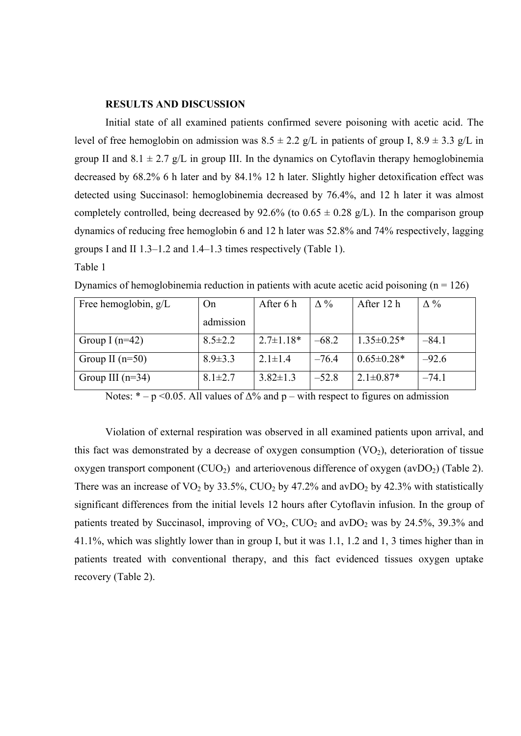**RESULTS AND DISCUSSION**

Initial state of all examined patients confirmed severe poisoning with acetic acid. The level of free hemoglobin on admission was 8.5 ± 2.2 g/L in patients of group I, 8.9 ± 3.3 g/L in group II and 8.1 ± 2.7 g/L in group III. In the dynamics on Cytoflavin therapy hemoglobinemia decreased by 68.2% 6 h later and by 84.1% 12 h later. Slightly higher detoxification effect was detected using Succinasol: hemoglobinemia decreased by 76.4%, and 12 h later it was almost completely controlled, being decreased by 92.6% (to 0.65 ± 0.28 g/L). In the comparison group dynamics of reducing free hemoglobin 6 and 12 h later was 52.8% and 74% respectively, lagging groups I and II 1.3–1.2 and 1.4–1.3 times respectively (Table 1).

Table 1

Dynamics of hemoglobinemia reduction in patients with acute acetic acid poisoning (n = 126)

| Free hemoglobin, g/L | On admission | After 6 h | Δ % | After 12 h | Δ % |
|---|---|---|---|---|---|
| Group I (n=42) | 8.5±2.2 | 2.7±1.18* | –68.2 | 1.35±0.25* | –84.1 |
| Group II (n=50) | 8.9±3.3 | 2.1±1.4 | –76.4 | 0.65±0.28* | –92.6 |
| Group III (n=34) | 8.1±2.7 | 3.82±1.3 | –52.8 | 2.1±0.87* | –74.1 |

Notes: * – $p < 0.05$. All values of Δ% and p – with respect to figures on admission

Violation of external respiration was observed in all examined patients upon arrival, and this fact was demonstrated by a decrease of oxygen consumption ($VO_2$), deterioration of tissue oxygen transport component ($CUO_2$) and arteriovenous difference of oxygen ($avDO_2$) (Table 2). There was an increase of $VO_2$ by 33.5%, $CUO_2$ by 47.2% and $avDO_2$ by 42.3% with statistically significant differences from the initial levels 12 hours after Cytoflavin infusion. In the group of patients treated by Succinasol, improving of $VO_2$, $CUO_2$ and $avDO_2$ was by 24.5%, 39.3% and 41.1%, which was slightly lower than in group I, but it was 1.1, 1.2 and 1, 3 times higher than in patients treated with conventional therapy, and this fact evidenced tissues oxygen uptake recovery (Table 2).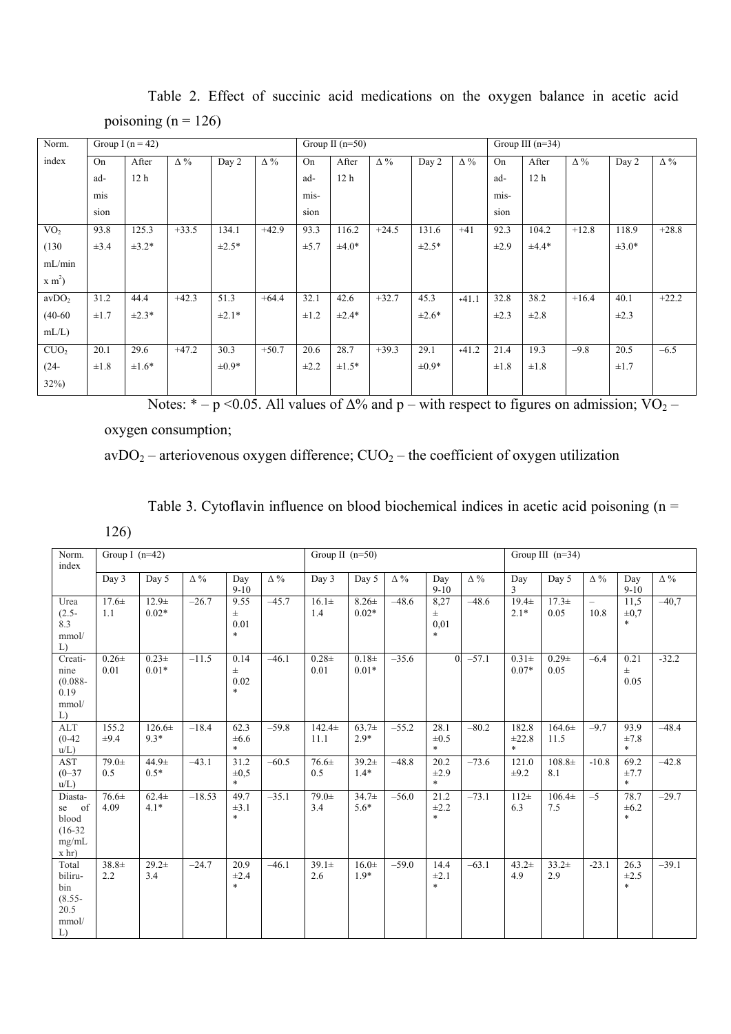Table 2. Effect of succinic acid medications on the oxygen balance in acetic acid poisoning (n = 126)

| Norm. index | Group I (n = 42) | | | | | Group II (n=50) | | | | | Group III (n=34) | | | | |
|---|---|---|---|---|---|---|---|---|---|---|---|---|---|---|---|
| | On admission | After 12 h | Δ % | Day 2 | Δ % | On admission | After 12 h | Δ % | Day 2 | Δ % | On admission | After 12 h | Δ % | Day 2 | Δ % |
| $VO_2$ (130 mL/min x $m^2$) | 93.8 ±3.4 | 125.3 ±3.2* | +33.5 | 134.1 ±2.5* | +42.9 | 93.3 ±5.7 | 116.2 ±4.0* | +24.5 | 131.6 ±2.5* | +41 | 92.3 ±2.9 | 104.2 ±4.4* | +12.8 | 118.9 ±3.0* | +28.8 |
| $avDO_2$ (40-60 mL/L) | 31.2 ±1.7 | 44.4 ±2.3* | +42.3 | 51.3 ±2.1* | +64.4 | 32.1 ±1.2 | 42.6 ±2.4* | +32.7 | 45.3 ±2.6* | +41.1 | 32.8 ±2.3 | 38.2 ±2.8 | +16.4 | 40.1 ±2.3 | +22.2 |
| $CUO_2$ (24-32%) | 20.1 ±1.8 | 29.6 ±1.6* | +47.2 | 30.3 ±0.9* | +50.7 | 20.6 ±2.2 | 28.7 ±1.5* | +39.3 | 29.1 ±0.9* | +41.2 | 21.4 ±1.8 | 19.3 ±1.8 | −9.8 | 20.5 ±1.7 | −6.5 |

Notes: * – $p < 0.05$. All values of Δ% and p – with respect to figures on admission; $VO_2$ – oxygen consumption;

$avDO_2$ – arteriovenous oxygen difference; $CUO_2$ – the coefficient of oxygen utilization

Table 3. Cytoflavin influence on blood biochemical indices in acetic acid poisoning (n = 126)

| Norm. index | Group I (n=42) | | | | | Group II (n=50) | | | | | Group III (n=34) | | | | |
|---|---|---|---|---|---|---|---|---|---|---|---|---|---|---|---|
| | Day 3 | Day 5 | Δ % | Day 9-10 | Δ % | Day 3 | Day 5 | Δ % | Day 9-10 | Δ % | Day 3 | Day 5 | Δ % | Day 9-10 | Δ % |
| Urea (2.5-8.3 mmol/L) | 17.6± 1.1 | 12.9± 0.02* | −26.7 | 9.55 ± 0.01 * | −45.7 | 16.1± 1.4 | 8.26± 0.02* | −48.6 | 8,27 ± 0,01 * | −48.6 | 19.4± 2.1* | 17.3± 0.05 | – 10.8 | 11,5 ±0,7 * | −40,7 |
| Creatinine (0.088-0.19 mmol/L) | 0.26± 0.01 | 0.23± 0.01* | −11.5 | 0.14 ± 0.02 * | −46.1 | 0.28± 0.01 | 0.18± 0.01* | −35.6 | 0 | −57.1 | 0.31± 0.07* | 0.29± 0.05 | −6.4 | 0.21 ± 0.05 | -32.2 |
| ALT (0-42 u/L) | 155.2 ±9.4 | 126.6± 9.3* | −18.4 | 62.3 ±6.6 * | −59.8 | 142.4± 11.1 | 63.7± 2.9* | −55.2 | 28.1 ±0.5 * | −80.2 | 182.8 ±22.8 * | 164.6± 11.5 | −9.7 | 93.9 ±7.8 * | −48.4 |
| AST (0–37 u/L) | 79.0± 0.5 | 44.9± 0.5* | −43.1 | 31.2 ±0,5 * | −60.5 | 76.6± 0.5 | 39.2± 1.4* | −48.8 | 20.2 ±2.9 * | −73.6 | 121.0 ±9.2 | 108.8± 8.1 | -10.8 | 69.2 ±7.7 * | −42.8 |
| Diastase of blood (16-32 mg/mL x hr) | 76.6± 4.09 | 62.4± 4.1* | −18.53 | 49.7 ±3.1 * | −35.1 | 79.0± 3.4 | 34.7± 5.6* | −56.0 | 21.2 ±2.2 * | −73.1 | 112± 6.3 | 106.4± 7.5 | −5 | 78.7 ±6.2 * | −29.7 |
| Total bilirubin (8.55-20.5 mmol/L) | 38.8± 2.2 | 29.2± 3.4 | −24.7 | 20.9 ±2.4 * | −46.1 | 39.1± 2.6 | 16.0± 1.9* | −59.0 | 14.4 ±2.1 * | −63.1 | 43.2± 4.9 | 33.2± 2.9 | -23.1 | 26.3 ±2.5 * | −39.1 |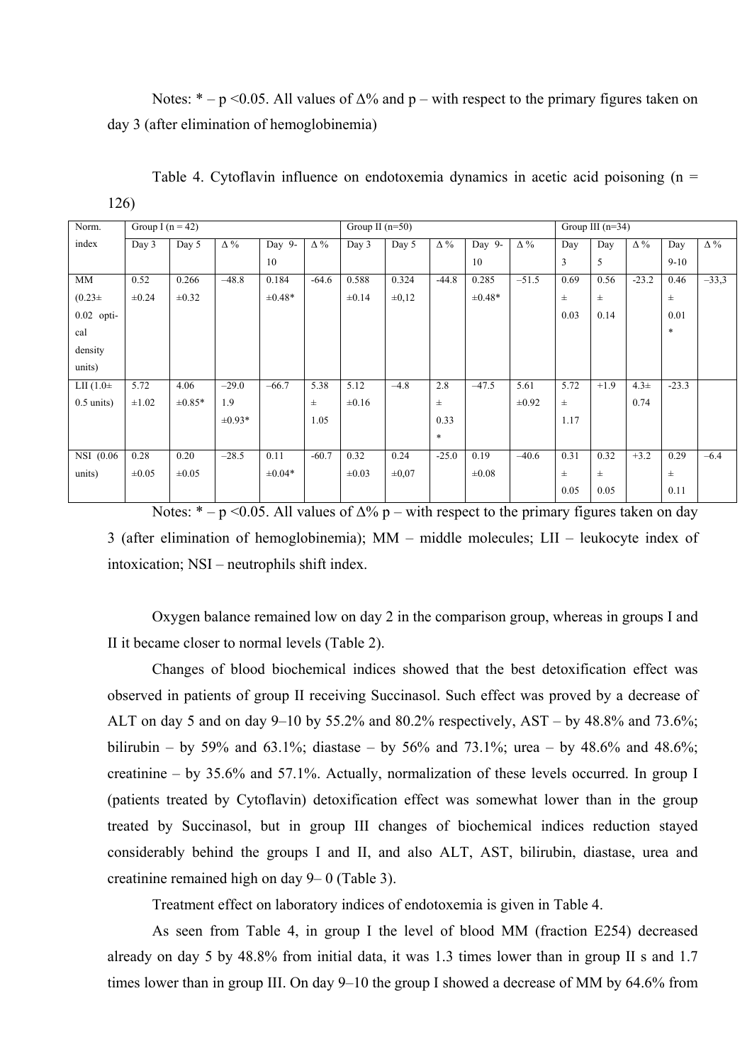Notes: * – $p < 0.05$. All values of Δ% and p – with respect to the primary figures taken on day 3 (after elimination of hemoglobinemia)

Table 4. Cytoflavin influence on endotoxemia dynamics in acetic acid poisoning (n = 126)

| Norm. index | Group I (n = 42) | | | | | Group II (n=50) | | | | | Group III (n=34) | | | | |
|---|---|---|---|---|---|---|---|---|---|---|---|---|---|---|---|
| | Day 3 | Day 5 | Δ % | Day 9-10 | Δ % | Day 3 | Day 5 | Δ % | Day 9-10 | Δ % | Day 3 | Day 5 | Δ % | Day 9-10 | Δ % |
| MM (0.23± 0.02 optical density units) | 0.52 ±0.24 | 0.266 ±0.32 | –48.8 | 0.184 ±0.48* | -64.6 | 0.588 ±0.14 | 0.324 ±0,12 | -44.8 | 0.285 ±0.48* | –51.5 | 0.69 ± 0.03 | 0.56 ± 0.14 | -23.2 | 0.46 ± 0.01 * | –33,3 |
| LII (1.0± 0.5 units) | 5.72 ±1.02 | 4.06 ±0.85* | –29.0 1.9 ±0.93* | –66.7 | 5.38 ± 1.05 | 5.12 ±0.16 | –4.8 | 2.8 ± 0.33 * | –47.5 | 5.61 ±0.92 | 5.72 ± 1.17 | +1.9 | 4.3± 0.74 | -23.3 | |
| NSI (0.06 units) | 0.28 ±0.05 | 0.20 ±0.05 | –28.5 | 0.11 ±0.04* | -60.7 | 0.32 ±0.03 | 0.24 ±0,07 | -25.0 | 0.19 ±0.08 | –40.6 | 0.31 ± 0.05 | 0.32 ± 0.05 | +3.2 | 0.29 ± 0.11 | –6.4 |

Notes: * – $p < 0.05$. All values of Δ% p – with respect to the primary figures taken on day 3 (after elimination of hemoglobinemia); MM – middle molecules; LII – leukocyte index of intoxication; NSI – neutrophils shift index.

Oxygen balance remained low on day 2 in the comparison group, whereas in groups I and II it became closer to normal levels (Table 2).

Changes of blood biochemical indices showed that the best detoxification effect was observed in patients of group II receiving Succinasol. Such effect was proved by a decrease of ALT on day 5 and on day 9–10 by 55.2% and 80.2% respectively, AST – by 48.8% and 73.6%; bilirubin – by 59% and 63.1%; diastase – by 56% and 73.1%; urea – by 48.6% and 48.6%; creatinine – by 35.6% and 57.1%. Actually, normalization of these levels occurred. In group I (patients treated by Cytoflavin) detoxification effect was somewhat lower than in the group treated by Succinasol, but in group III changes of biochemical indices reduction stayed considerably behind the groups I and II, and also ALT, AST, bilirubin, diastase, urea and creatinine remained high on day 9– 0 (Table 3).

Treatment effect on laboratory indices of endotoxemia is given in Table 4.

As seen from Table 4, in group I the level of blood MM (fraction E254) decreased already on day 5 by 48.8% from initial data, it was 1.3 times lower than in group II s and 1.7 times lower than in group III. On day 9–10 the group I showed a decrease of MM by 64.6% from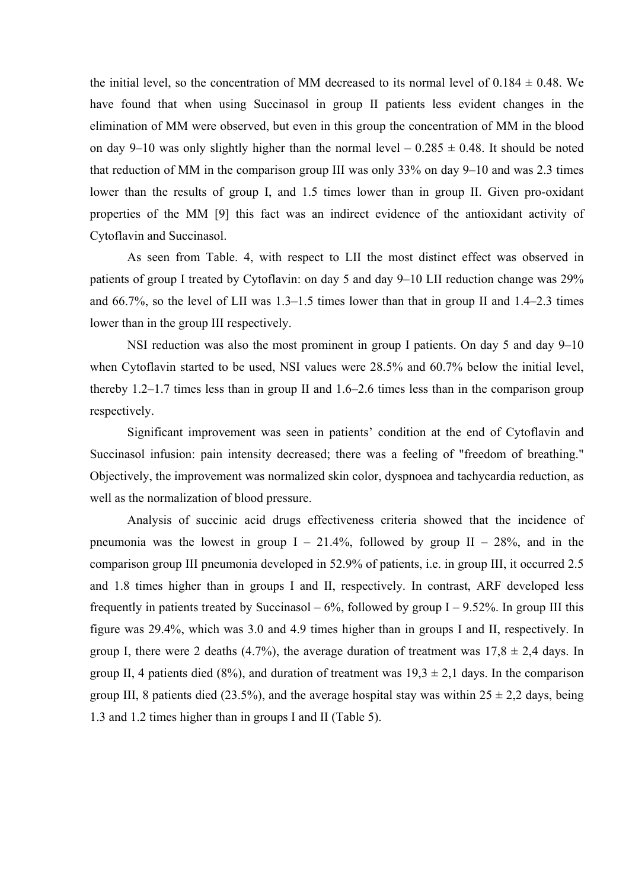the initial level, so the concentration of MM decreased to its normal level of 0.184 ± 0.48. We have found that when using Succinasol in group II patients less evident changes in the elimination of MM were observed, but even in this group the concentration of MM in the blood on day 9–10 was only slightly higher than the normal level – 0.285 ± 0.48. It should be noted that reduction of MM in the comparison group III was only 33% on day 9–10 and was 2.3 times lower than the results of group I, and 1.5 times lower than in group II. Given pro-oxidant properties of the MM [9] this fact was an indirect evidence of the antioxidant activity of Cytoflavin and Succinasol.

As seen from Table. 4, with respect to LII the most distinct effect was observed in patients of group I treated by Cytoflavin: on day 5 and day 9–10 LII reduction change was 29% and 66.7%, so the level of LII was 1.3–1.5 times lower than that in group II and 1.4–2.3 times lower than in the group III respectively.

NSI reduction was also the most prominent in group I patients. On day 5 and day 9–10 when Cytoflavin started to be used, NSI values were 28.5% and 60.7% below the initial level, thereby 1.2–1.7 times less than in group II and 1.6–2.6 times less than in the comparison group respectively.

Significant improvement was seen in patients' condition at the end of Cytoflavin and Succinasol infusion: pain intensity decreased; there was a feeling of "freedom of breathing." Objectively, the improvement was normalized skin color, dyspnoea and tachycardia reduction, as well as the normalization of blood pressure.

Analysis of succinic acid drugs effectiveness criteria showed that the incidence of pneumonia was the lowest in group I – 21.4%, followed by group II – 28%, and in the comparison group III pneumonia developed in 52.9% of patients, i.e. in group III, it occurred 2.5 and 1.8 times higher than in groups I and II, respectively. In contrast, ARF developed less frequently in patients treated by Succinasol – 6%, followed by group I – 9.52%. In group III this figure was 29.4%, which was 3.0 and 4.9 times higher than in groups I and II, respectively. In group I, there were 2 deaths (4.7%), the average duration of treatment was 17,8 ± 2,4 days. In group II, 4 patients died (8%), and duration of treatment was 19,3 ± 2,1 days. In the comparison group III, 8 patients died (23.5%), and the average hospital stay was within 25 ± 2,2 days, being 1.3 and 1.2 times higher than in groups I and II (Table 5).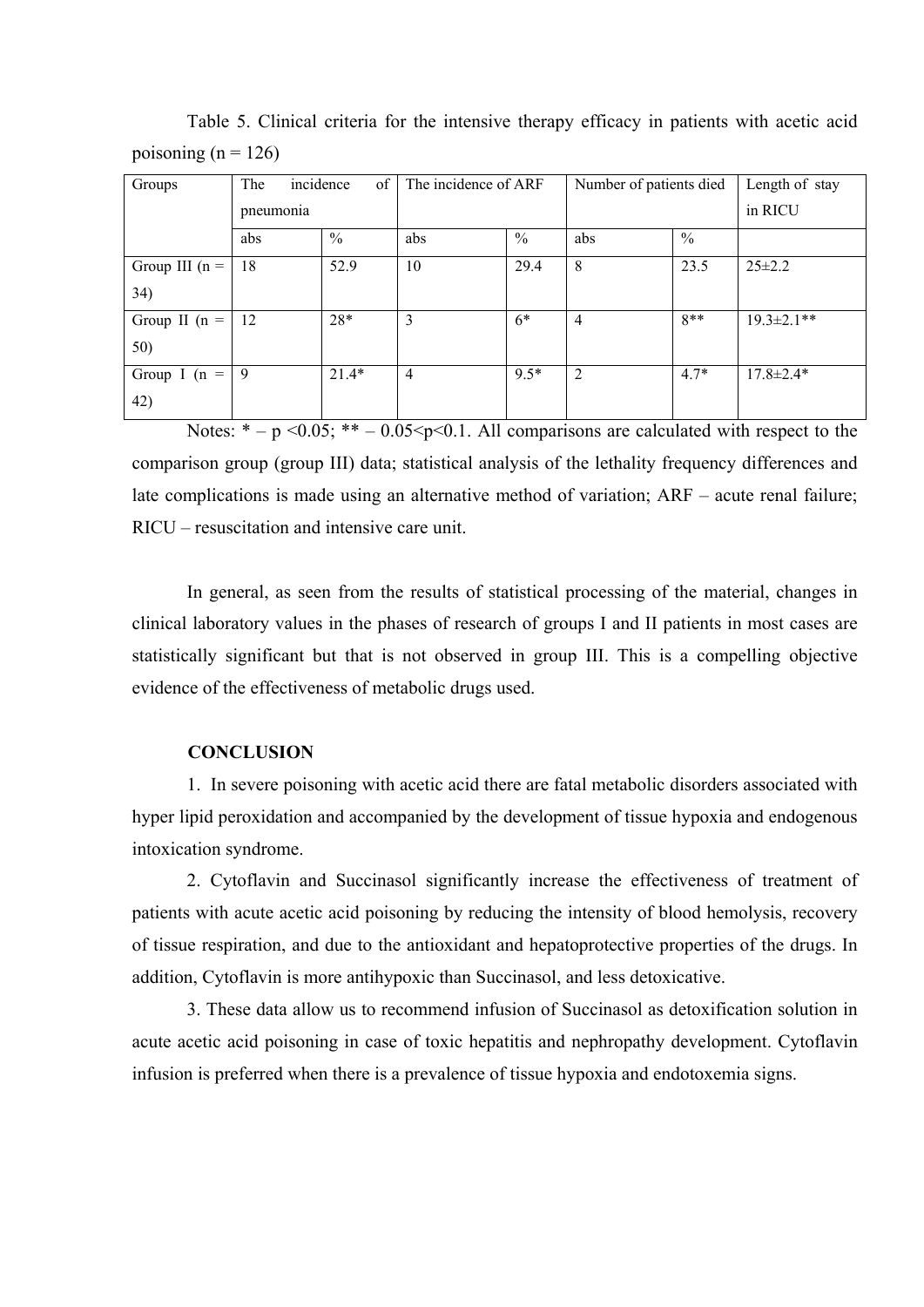Table 5. Clinical criteria for the intensive therapy efficacy in patients with acetic acid poisoning (n = 126)

| Groups | The incidence of pneumonia | | The incidence of ARF | | Number of patients died | | Length of stay in RICU |
|---|---|---|---|---|---|---|---|
| | abs | % | abs | % | abs | % | |
| Group III (n = 34) | 18 | 52.9 | 10 | 29.4 | 8 | 23.5 | 25±2.2 |
| Group II (n = 50) | 12 | 28* | 3 | 6* | 4 | 8** | 19.3±2.1** |
| Group I (n = 42) | 9 | 21.4* | 4 | 9.5* | 2 | 4.7* | 17.8±2.4* |

Notes: * – $p < 0.05$; ** – $0.05 < p < 0.1$. All comparisons are calculated with respect to the comparison group (group III) data; statistical analysis of the lethality frequency differences and late complications is made using an alternative method of variation; ARF – acute renal failure; RICU – resuscitation and intensive care unit.

In general, as seen from the results of statistical processing of the material, changes in clinical laboratory values in the phases of research of groups I and II patients in most cases are statistically significant but that is not observed in group III. This is a compelling objective evidence of the effectiveness of metabolic drugs used.

**CONCLUSION**

1. In severe poisoning with acetic acid there are fatal metabolic disorders associated with hyper lipid peroxidation and accompanied by the development of tissue hypoxia and endogenous intoxication syndrome.

2. Cytoflavin and Succinasol significantly increase the effectiveness of treatment of patients with acute acetic acid poisoning by reducing the intensity of blood hemolysis, recovery of tissue respiration, and due to the antioxidant and hepatoprotective properties of the drugs. In addition, Cytoflavin is more antihypoxic than Succinasol, and less detoxicative.

3. These data allow us to recommend infusion of Succinasol as detoxification solution in acute acetic acid poisoning in case of toxic hepatitis and nephropathy development. Cytoflavin infusion is preferred when there is a prevalence of tissue hypoxia and endotoxemia signs.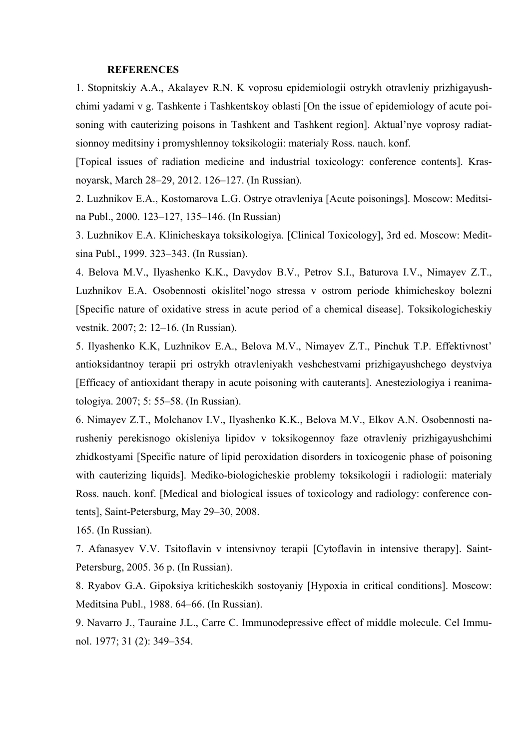## REFERENCES

1. Stopnitskiy A.A., Akalayev R.N. K voprosu epidemiologii ostrykh otravleniy prizhigayushchimi yadami v g. Tashkente i Tashkentskoy oblasti [On the issue of epidemiology of acute poisoning with cauterizing poisons in Tashkent and Tashkent region]. Aktual'nye voprosy radiatsionnoy meditsiny i promyshlennoy toksikologii: materialy Ross. nauch. konf. [Topical issues of radiation medicine and industrial toxicology: conference contents]. Krasnoyarsk, March 28–29, 2012. 126–127. (In Russian).
2. Luzhnikov E.A., Kostomarova L.G. Ostrye otravleniya [Acute poisonings]. Moscow: Meditsina Publ., 2000. 123–127, 135–146. (In Russian)
3. Luzhnikov E.A. Klinicheskaya toksikologiya. [Clinical Toxicology], 3rd ed. Moscow: Meditsina Publ., 1999. 323–343. (In Russian).
4. Belova M.V., Ilyashenko K.K., Davydov B.V., Petrov S.I., Baturova I.V., Nimayev Z.T., Luzhnikov E.A. Osobennosti okislitel'nogo stressa v ostrom periode khimicheskoy bolezni [Specific nature of oxidative stress in acute period of a chemical disease]. Toksikologicheskiy vestnik. 2007; 2: 12–16. (In Russian).
5. Ilyashenko K.K, Luzhnikov E.A., Belova M.V., Nimayev Z.T., Pinchuk T.P. Effektivnost' antioksidantnoy terapii pri ostrykh otravleniyakh veshchestvami prizhigayushchego deystviya [Efficacy of antioxidant therapy in acute poisoning with cauterants]. Anesteziologiya i reanimatologiya. 2007; 5: 55–58. (In Russian).
6. Nimayev Z.T., Molchanov I.V., Ilyashenko K.K., Belova M.V., Elkov A.N. Osobennosti narusheniy perekisnogo okisleniya lipidov v toksikogennoy faze otravleniy prizhigayushchimi zhidkostyami [Specific nature of lipid peroxidation disorders in toxicogenic phase of poisoning with cauterizing liquids]. Mediko-biologicheskie problemy toksikologii i radiologii: materialy Ross. nauch. konf. [Medical and biological issues of toxicology and radiology: conference contents], Saint-Petersburg, May 29–30, 2008. 165. (In Russian).
7. Afanasyev V.V. Tsitoflavin v intensivnoy terapii [Cytoflavin in intensive therapy]. Saint-Petersburg, 2005. 36 p. (In Russian).
8. Ryabov G.A. Gipoksiya kriticheskikh sostoyaniy [Hypoxia in critical conditions]. Moscow: Meditsina Publ., 1988. 64–66. (In Russian).
9. Navarro J., Tauraine J.L., Carre C. Immunodepressive effect of middle molecule. Cel Immunol. 1977; 31 (2): 349–354.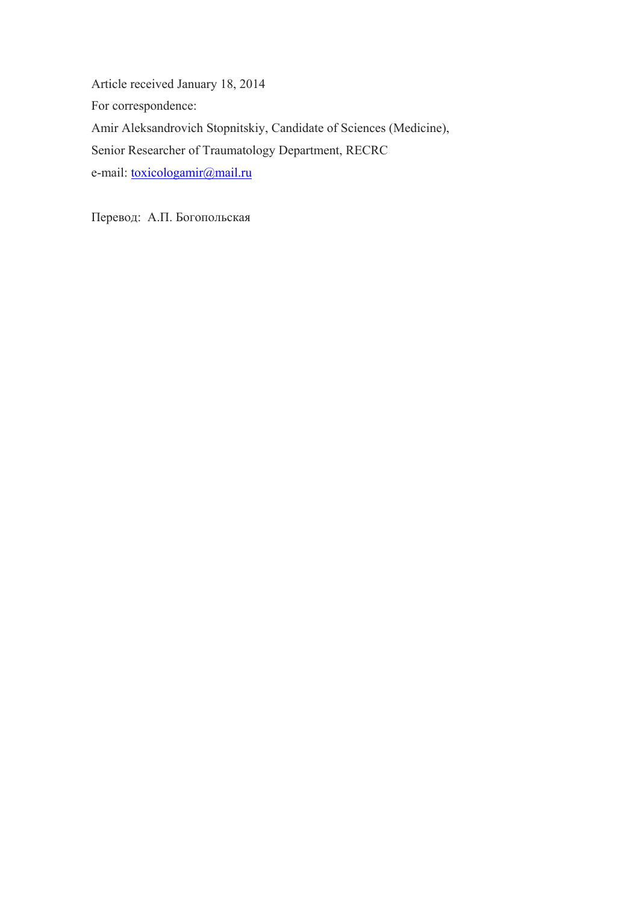Article received January 18, 2014

For correspondence:

Amir Aleksandrovich Stopnitskiy, Candidate of Sciences (Medicine),

Senior Researcher of Traumatology Department, RECRC

e-mail: toxicologamir@mail.ru

Перевод: А.П. Богопольская